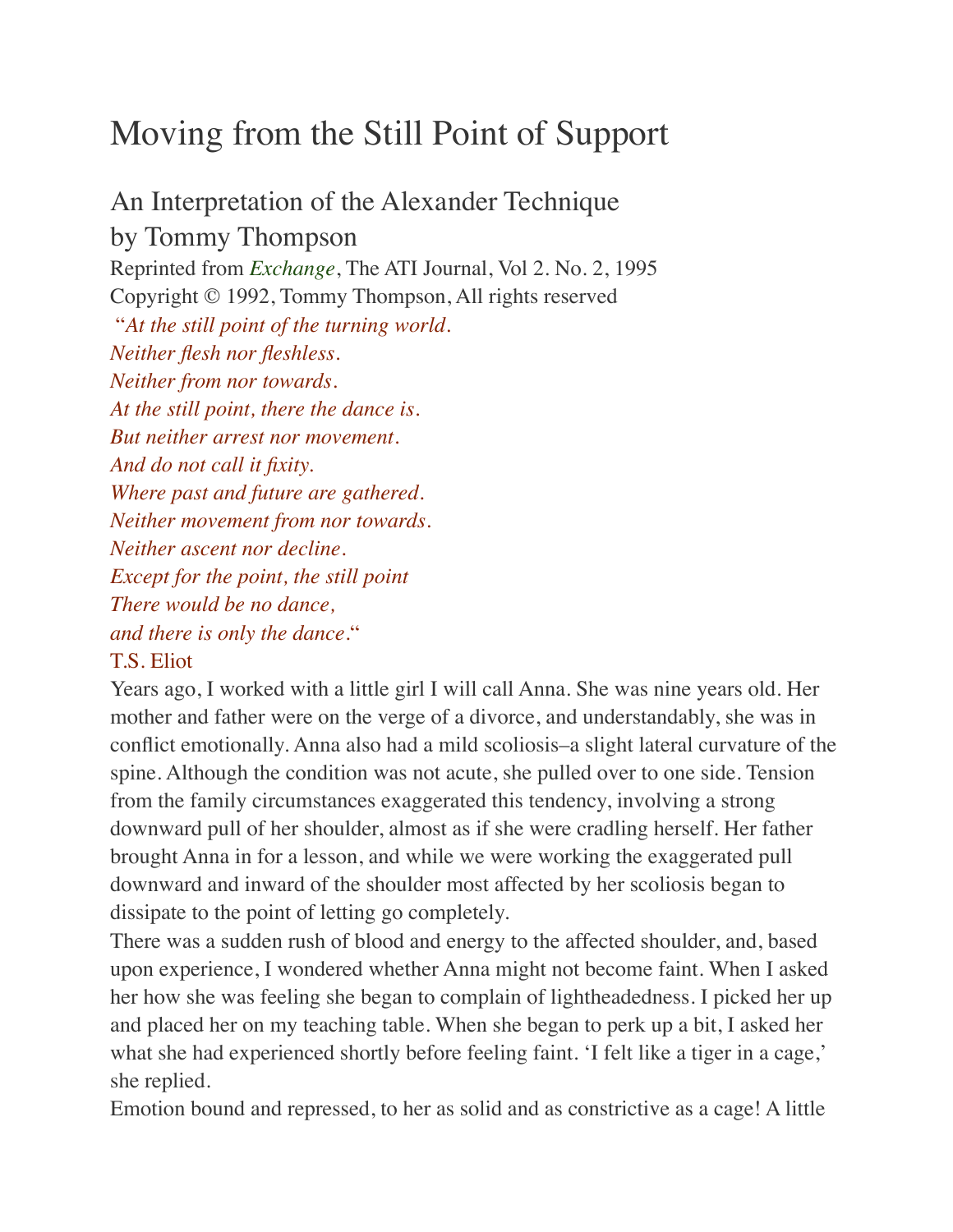# Moving from the Still Point of Support

## An Interpretation of the Alexander Technique by Tommy Thompson

Reprinted from *Exchange*, The ATI Journal, Vol 2. No. 2, 1995
Copyright © 1992, Tommy Thompson, All rights reserved

"*At the still point of the turning world.*
*Neither flesh nor fleshless.*
*Neither from nor towards.*
*At the still point, there the dance is.*
*But neither arrest nor movement.*
*And do not call it fixity.*
*Where past and future are gathered.*
*Neither movement from nor towards.*
*Neither ascent nor decline.*
*Except for the point, the still point*
*There would be no dance,*
*and there is only the dance*."
T.S. Eliot

Years ago, I worked with a little girl I will call Anna. She was nine years old. Her mother and father were on the verge of a divorce, and understandably, she was in conflict emotionally. Anna also had a mild scoliosis–a slight lateral curvature of the spine. Although the condition was not acute, she pulled over to one side. Tension from the family circumstances exaggerated this tendency, involving a strong downward pull of her shoulder, almost as if she were cradling herself. Her father brought Anna in for a lesson, and while we were working the exaggerated pull downward and inward of the shoulder most affected by her scoliosis began to dissipate to the point of letting go completely.

There was a sudden rush of blood and energy to the affected shoulder, and, based upon experience, I wondered whether Anna might not become faint. When I asked her how she was feeling she began to complain of lightheadedness. I picked her up and placed her on my teaching table. When she began to perk up a bit, I asked her what she had experienced shortly before feeling faint. 'I felt like a tiger in a cage,' she replied.

Emotion bound and repressed, to her as solid and as constrictive as a cage! A little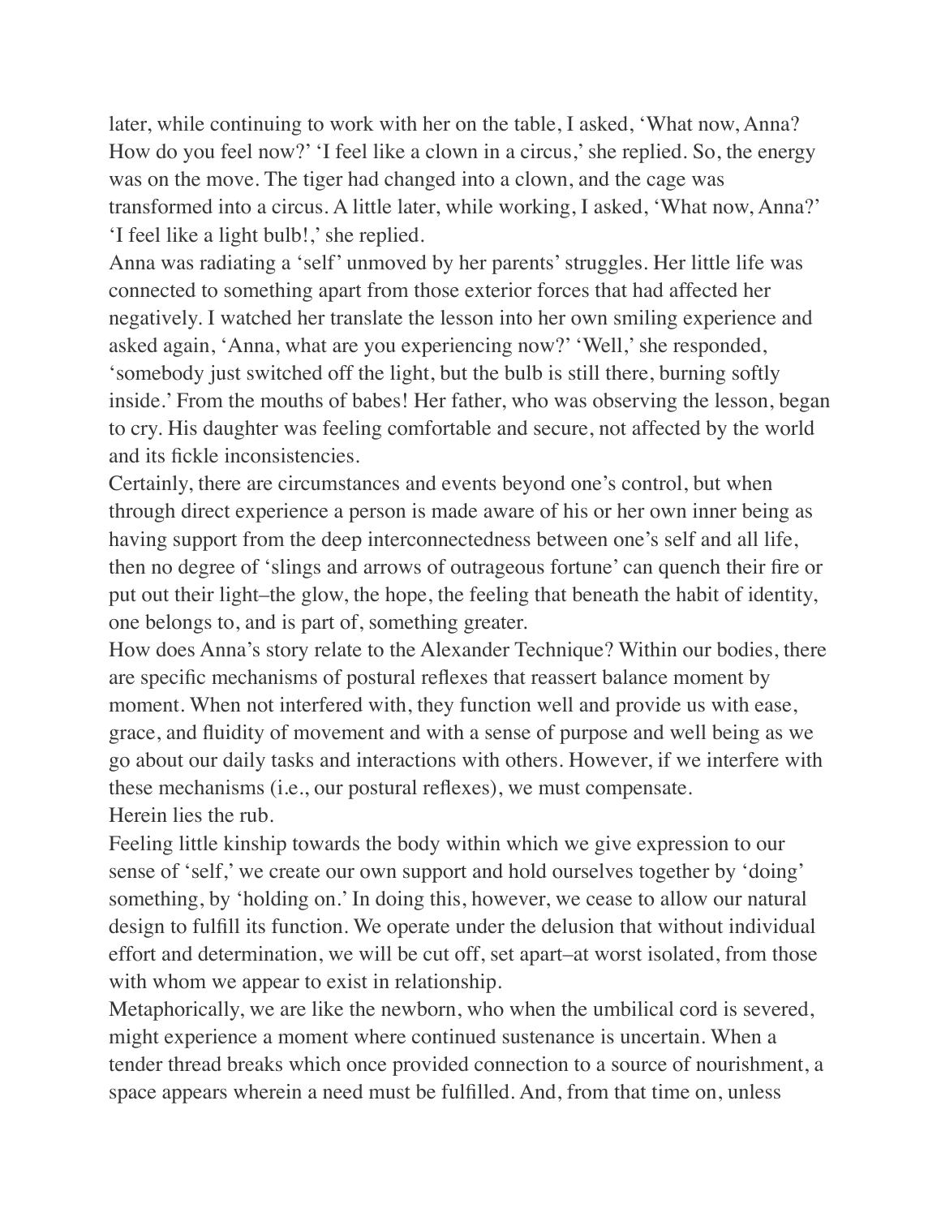later, while continuing to work with her on the table, I asked, 'What now, Anna? How do you feel now?' 'I feel like a clown in a circus,' she replied. So, the energy was on the move. The tiger had changed into a clown, and the cage was transformed into a circus. A little later, while working, I asked, 'What now, Anna?' 'I feel like a light bulb!,' she replied.

Anna was radiating a 'self' unmoved by her parents' struggles. Her little life was connected to something apart from those exterior forces that had affected her negatively. I watched her translate the lesson into her own smiling experience and asked again, 'Anna, what are you experiencing now?' 'Well,' she responded, 'somebody just switched off the light, but the bulb is still there, burning softly inside.' From the mouths of babes! Her father, who was observing the lesson, began to cry. His daughter was feeling comfortable and secure, not affected by the world and its fickle inconsistencies.

Certainly, there are circumstances and events beyond one's control, but when through direct experience a person is made aware of his or her own inner being as having support from the deep interconnectedness between one's self and all life, then no degree of 'slings and arrows of outrageous fortune' can quench their fire or put out their light–the glow, the hope, the feeling that beneath the habit of identity, one belongs to, and is part of, something greater.

How does Anna's story relate to the Alexander Technique? Within our bodies, there are specific mechanisms of postural reflexes that reassert balance moment by moment. When not interfered with, they function well and provide us with ease, grace, and fluidity of movement and with a sense of purpose and well being as we go about our daily tasks and interactions with others. However, if we interfere with these mechanisms (i.e., our postural reflexes), we must compensate.

Herein lies the rub.

Feeling little kinship towards the body within which we give expression to our sense of 'self,' we create our own support and hold ourselves together by 'doing' something, by 'holding on.' In doing this, however, we cease to allow our natural design to fulfill its function. We operate under the delusion that without individual effort and determination, we will be cut off, set apart–at worst isolated, from those with whom we appear to exist in relationship.

Metaphorically, we are like the newborn, who when the umbilical cord is severed, might experience a moment where continued sustenance is uncertain. When a tender thread breaks which once provided connection to a source of nourishment, a space appears wherein a need must be fulfilled. And, from that time on, unless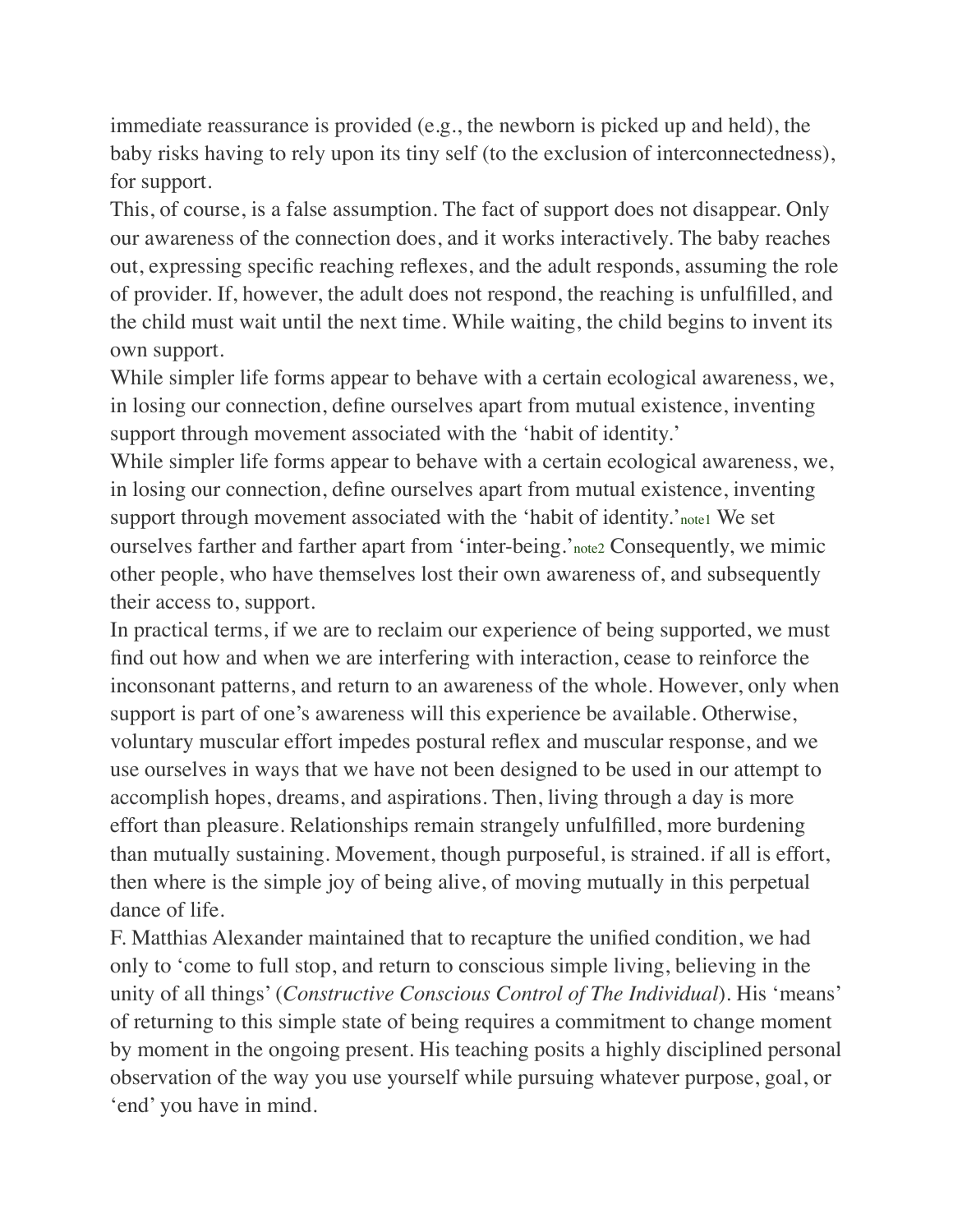immediate reassurance is provided (e.g., the newborn is picked up and held), the baby risks having to rely upon its tiny self (to the exclusion of interconnectedness), for support.

This, of course, is a false assumption. The fact of support does not disappear. Only our awareness of the connection does, and it works interactively. The baby reaches out, expressing specific reaching reflexes, and the adult responds, assuming the role of provider. If, however, the adult does not respond, the reaching is unfulfilled, and the child must wait until the next time. While waiting, the child begins to invent its own support.

While simpler life forms appear to behave with a certain ecological awareness, we, in losing our connection, define ourselves apart from mutual existence, inventing support through movement associated with the 'habit of identity.'

While simpler life forms appear to behave with a certain ecological awareness, we, in losing our connection, define ourselves apart from mutual existence, inventing support through movement associated with the 'habit of identity.'[note1] We set ourselves farther and farther apart from 'inter-being.'[note2] Consequently, we mimic other people, who have themselves lost their own awareness of, and subsequently their access to, support.

In practical terms, if we are to reclaim our experience of being supported, we must find out how and when we are interfering with interaction, cease to reinforce the inconsonant patterns, and return to an awareness of the whole. However, only when support is part of one's awareness will this experience be available. Otherwise, voluntary muscular effort impedes postural reflex and muscular response, and we use ourselves in ways that we have not been designed to be used in our attempt to accomplish hopes, dreams, and aspirations. Then, living through a day is more effort than pleasure. Relationships remain strangely unfulfilled, more burdening than mutually sustaining. Movement, though purposeful, is strained. if all is effort, then where is the simple joy of being alive, of moving mutually in this perpetual dance of life.

F. Matthias Alexander maintained that to recapture the unified condition, we had only to 'come to full stop, and return to conscious simple living, believing in the unity of all things' (*Constructive Conscious Control of The Individual*). His 'means' of returning to this simple state of being requires a commitment to change moment by moment in the ongoing present. His teaching posits a highly disciplined personal observation of the way you use yourself while pursuing whatever purpose, goal, or 'end' you have in mind.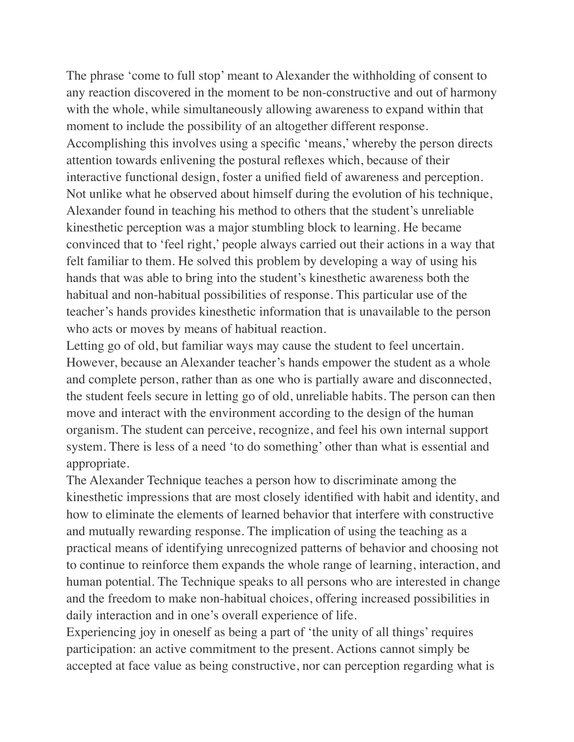The phrase 'come to full stop' meant to Alexander the withholding of consent to any reaction discovered in the moment to be non-constructive and out of harmony with the whole, while simultaneously allowing awareness to expand within that moment to include the possibility of an altogether different response. Accomplishing this involves using a specific 'means,' whereby the person directs attention towards enlivening the postural reflexes which, because of their interactive functional design, foster a unified field of awareness and perception.

Not unlike what he observed about himself during the evolution of his technique, Alexander found in teaching his method to others that the student's unreliable kinesthetic perception was a major stumbling block to learning. He became convinced that to 'feel right,' people always carried out their actions in a way that felt familiar to them. He solved this problem by developing a way of using his hands that was able to bring into the student's kinesthetic awareness both the habitual and non-habitual possibilities of response. This particular use of the teacher's hands provides kinesthetic information that is unavailable to the person who acts or moves by means of habitual reaction.

Letting go of old, but familiar ways may cause the student to feel uncertain. However, because an Alexander teacher's hands empower the student as a whole and complete person, rather than as one who is partially aware and disconnected, the student feels secure in letting go of old, unreliable habits. The person can then move and interact with the environment according to the design of the human organism. The student can perceive, recognize, and feel his own internal support system. There is less of a need 'to do something' other than what is essential and appropriate.

The Alexander Technique teaches a person how to discriminate among the kinesthetic impressions that are most closely identified with habit and identity, and how to eliminate the elements of learned behavior that interfere with constructive and mutually rewarding response. The implication of using the teaching as a practical means of identifying unrecognized patterns of behavior and choosing not to continue to reinforce them expands the whole range of learning, interaction, and human potential. The Technique speaks to all persons who are interested in change and the freedom to make non-habitual choices, offering increased possibilities in daily interaction and in one's overall experience of life.

Experiencing joy in oneself as being a part of 'the unity of all things' requires participation: an active commitment to the present. Actions cannot simply be accepted at face value as being constructive, nor can perception regarding what is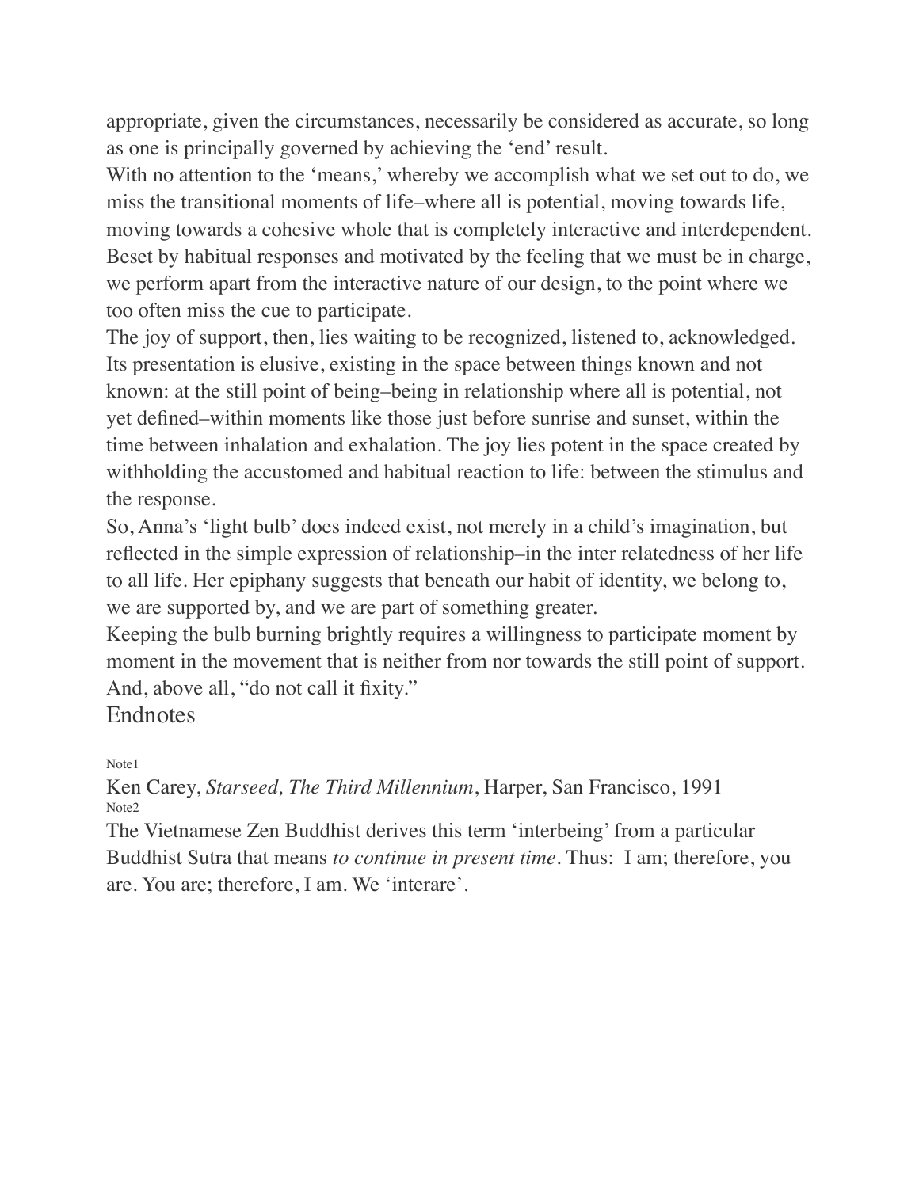appropriate, given the circumstances, necessarily be considered as accurate, so long as one is principally governed by achieving the 'end' result.

With no attention to the 'means,' whereby we accomplish what we set out to do, we miss the transitional moments of life–where all is potential, moving towards life, moving towards a cohesive whole that is completely interactive and interdependent. Beset by habitual responses and motivated by the feeling that we must be in charge, we perform apart from the interactive nature of our design, to the point where we too often miss the cue to participate.

The joy of support, then, lies waiting to be recognized, listened to, acknowledged. Its presentation is elusive, existing in the space between things known and not known: at the still point of being–being in relationship where all is potential, not yet defined–within moments like those just before sunrise and sunset, within the time between inhalation and exhalation. The joy lies potent in the space created by withholding the accustomed and habitual reaction to life: between the stimulus and the response.

So, Anna's 'light bulb' does indeed exist, not merely in a child's imagination, but reflected in the simple expression of relationship–in the inter relatedness of her life to all life. Her epiphany suggests that beneath our habit of identity, we belong to, we are supported by, and we are part of something greater.

Keeping the bulb burning brightly requires a willingness to participate moment by moment in the movement that is neither from nor towards the still point of support. And, above all, "do not call it fixity."

## Endnotes

Note1

Ken Carey, *Starseed, The Third Millennium*, Harper, San Francisco, 1991

Note2

The Vietnamese Zen Buddhist derives this term 'interbeing' from a particular Buddhist Sutra that means *to continue in present time*. Thus: I am; therefore, you are. You are; therefore, I am. We 'interare'.